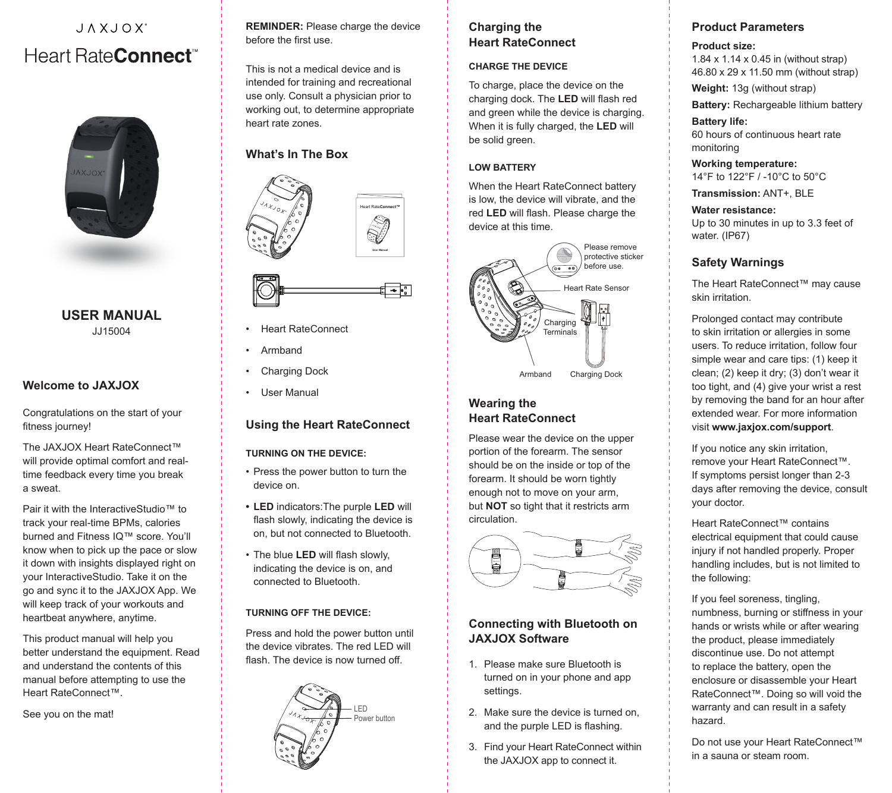JAXJOX®

# Heart Rate**Connect**™

## USER MANUAL

JJ15004

## Welcome to JAXJOX

Congratulations on the start of your fitness journey!

The JAXJOX Heart RateConnect™ will provide optimal comfort and real-time feedback every time you break a sweat.

Pair it with the InteractiveStudio™ to track your real-time BPMs, calories burned and Fitness IQ™ score. You'll know when to pick up the pace or slow it down with insights displayed right on your InteractiveStudio. Take it on the go and sync it to the JAXJOX App. We will keep track of your workouts and heartbeat anywhere, anytime.

This product manual will help you better understand the equipment. Read and understand the contents of this manual before attempting to use the Heart RateConnect™.

See you on the mat!

**REMINDER:** Please charge the device before the first use.

This is not a medical device and is intended for training and recreational use only. Consult a physician prior to working out, to determine appropriate heart rate zones.

## What's In The Box

- Heart RateConnect
- Armband
- Charging Dock
- User Manual

## Using the Heart RateConnect

**TURNING ON THE DEVICE:**

- Press the power button to turn the device on.
- **LED** indicators:The purple **LED** will flash slowly, indicating the device is on, but not connected to Bluetooth.
- The blue **LED** will flash slowly, indicating the device is on, and connected to Bluetooth.

**TURNING OFF THE DEVICE:**

Press and hold the power button until the device vibrates. The red LED will flash. The device is now turned off.

LED
Power button

## Charging the Heart RateConnect

**CHARGE THE DEVICE**

To charge, place the device on the charging dock. The **LED** will flash red and green while the device is charging. When it is fully charged, the **LED** will be solid green.

**LOW BATTERY**

When the Heart RateConnect battery is low, the device will vibrate, and the red **LED** will flash. Please charge the device at this time.

Please remove protective sticker before use.
Heart Rate Sensor
Charging Terminals
Armband
Charging Dock

## Wearing the Heart RateConnect

Please wear the device on the upper portion of the forearm. The sensor should be on the inside or top of the forearm. It should be worn tightly enough not to move on your arm, but **NOT** so tight that it restricts arm circulation.

## Connecting with Bluetooth on JAXJOX Software

1. Please make sure Bluetooth is turned on in your phone and app settings.
2. Make sure the device is turned on, and the purple LED is flashing.
3. Find your Heart RateConnect within the JAXJOX app to connect it.

## Product Parameters

**Product size:**
1.84 x 1.14 x 0.45 in (without strap)
46.80 x 29 x 11.50 mm (without strap)

**Weight:** 13g (without strap)

**Battery:** Rechargeable lithium battery

**Battery life:**
60 hours of continuous heart rate monitoring

**Working temperature:**
14°F to 122°F / -10°C to 50°C

**Transmission:** ANT+, BLE

**Water resistance:**
Up to 30 minutes in up to 3.3 feet of water. (IP67)

## Safety Warnings

The Heart RateConnect™ may cause skin irritation.

Prolonged contact may contribute to skin irritation or allergies in some users. To reduce irritation, follow four simple wear and care tips: (1) keep it clean; (2) keep it dry; (3) don't wear it too tight, and (4) give your wrist a rest by removing the band for an hour after extended wear. For more information visit **www.jaxjox.com/support**.

If you notice any skin irritation, remove your Heart RateConnect™. If symptoms persist longer than 2-3 days after removing the device, consult your doctor.

Heart RateConnect™ contains electrical equipment that could cause injury if not handled properly. Proper handling includes, but is not limited to the following:

If you feel soreness, tingling, numbness, burning or stiffness in your hands or wrists while or after wearing the product, please immediately discontinue use. Do not attempt to replace the battery, open the enclosure or disassemble your Heart RateConnect™. Doing so will void the warranty and can result in a safety hazard.

Do not use your Heart RateConnect™ in a sauna or steam room.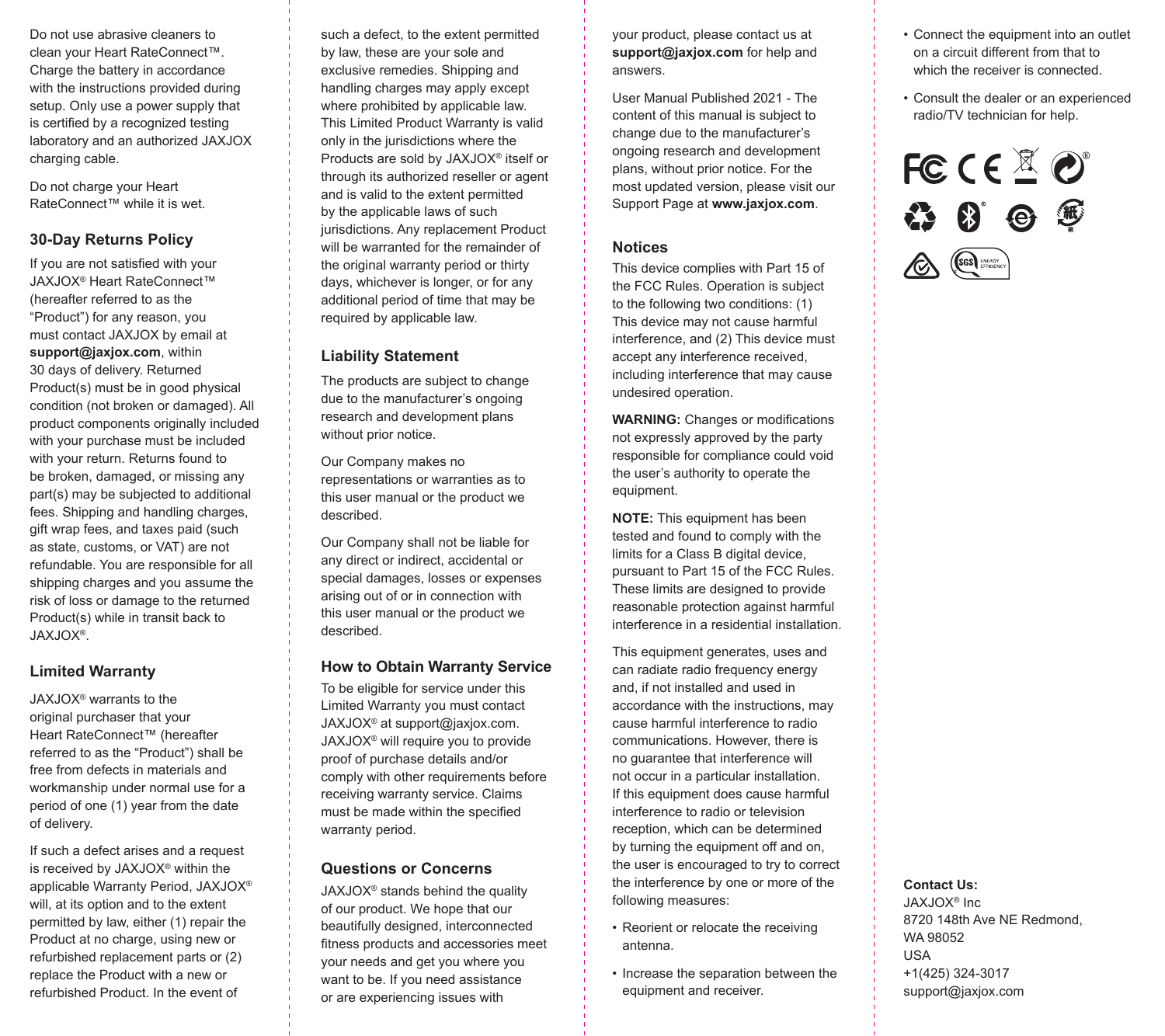Do not use abrasive cleaners to clean your Heart RateConnect™. Charge the battery in accordance with the instructions provided during setup. Only use a power supply that is certified by a recognized testing laboratory and an authorized JAXJOX charging cable.

Do not charge your Heart RateConnect™ while it is wet.

### 30-Day Returns Policy

If you are not satisfied with your JAXJOX® Heart RateConnect™ (hereafter referred to as the "Product") for any reason, you must contact JAXJOX by email at **support@jaxjox.com**, within 30 days of delivery. Returned Product(s) must be in good physical condition (not broken or damaged). All product components originally included with your purchase must be included with your return. Returns found to be broken, damaged, or missing any part(s) may be subjected to additional fees. Shipping and handling charges, gift wrap fees, and taxes paid (such as state, customs, or VAT) are not refundable. You are responsible for all shipping charges and you assume the risk of loss or damage to the returned Product(s) while in transit back to JAXJOX®.

### Limited Warranty

JAXJOX® warrants to the original purchaser that your Heart RateConnect™ (hereafter referred to as the "Product") shall be free from defects in materials and workmanship under normal use for a period of one (1) year from the date of delivery.

If such a defect arises and a request is received by JAXJOX® within the applicable Warranty Period, JAXJOX® will, at its option and to the extent permitted by law, either (1) repair the Product at no charge, using new or refurbished replacement parts or (2) replace the Product with a new or refurbished Product. In the event of such a defect, to the extent permitted by law, these are your sole and exclusive remedies. Shipping and handling charges may apply except where prohibited by applicable law. This Limited Product Warranty is valid only in the jurisdictions where the Products are sold by JAXJOX® itself or through its authorized reseller or agent and is valid to the extent permitted by the applicable laws of such jurisdictions. Any replacement Product will be warranted for the remainder of the original warranty period or thirty days, whichever is longer, or for any additional period of time that may be required by applicable law.

### Liability Statement

The products are subject to change due to the manufacturer's ongoing research and development plans without prior notice.

Our Company makes no representations or warranties as to this user manual or the product we described.

Our Company shall not be liable for any direct or indirect, accidental or special damages, losses or expenses arising out of or in connection with this user manual or the product we described.

### How to Obtain Warranty Service

To be eligible for service under this Limited Warranty you must contact JAXJOX® at support@jaxjox.com. JAXJOX® will require you to provide proof of purchase details and/or comply with other requirements before receiving warranty service. Claims must be made within the specified warranty period.

### Questions or Concerns

JAXJOX® stands behind the quality of our product. We hope that our beautifully designed, interconnected fitness products and accessories meet your needs and get you where you want to be. If you need assistance or are experiencing issues with your product, please contact us at **support@jaxjox.com** for help and answers.

User Manual Published 2021 - The content of this manual is subject to change due to the manufacturer's ongoing research and development plans, without prior notice. For the most updated version, please visit our Support Page at **www.jaxjox.com**.

### Notices

This device complies with Part 15 of the FCC Rules. Operation is subject to the following two conditions: (1) This device may not cause harmful interference, and (2) This device must accept any interference received, including interference that may cause undesired operation.

**WARNING:** Changes or modifications not expressly approved by the party responsible for compliance could void the user's authority to operate the equipment.

**NOTE:** This equipment has been tested and found to comply with the limits for a Class B digital device, pursuant to Part 15 of the FCC Rules. These limits are designed to provide reasonable protection against harmful interference in a residential installation.

This equipment generates, uses and can radiate radio frequency energy and, if not installed and used in accordance with the instructions, may cause harmful interference to radio communications. However, there is no guarantee that interference will not occur in a particular installation. If this equipment does cause harmful interference to radio or television reception, which can be determined by turning the equipment off and on, the user is encouraged to try to correct the interference by one or more of the following measures:

- Reorient or relocate the receiving antenna.
- Increase the separation between the equipment and receiver.
- Connect the equipment into an outlet on a circuit different from that to which the receiver is connected.
- Consult the dealer or an experienced radio/TV technician for help.

**Contact Us:**
JAXJOX® Inc
8720 148th Ave NE Redmond,
WA 98052
USA
+1(425) 324-3017
support@jaxjox.com